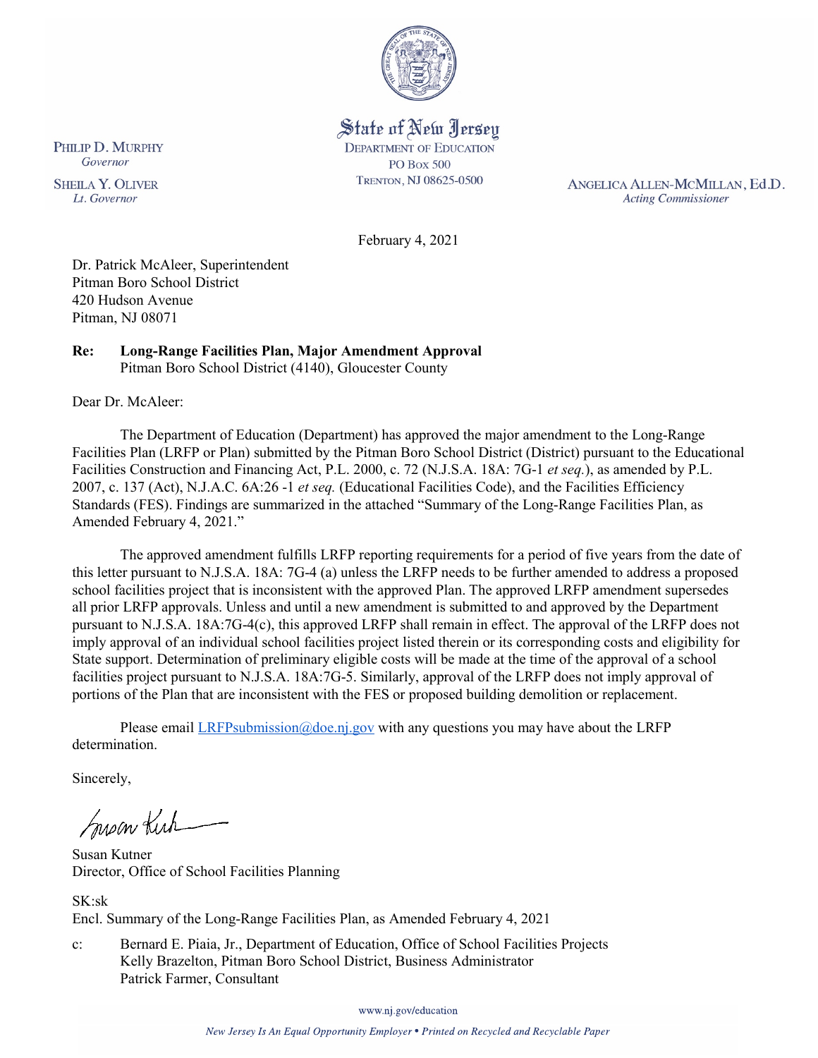PHILIP D. MURPHY
*Governor*

SHEILA Y. OLIVER
*Lt. Governor*

State of New Jersey
DEPARTMENT OF EDUCATION
PO BOX 500
TRENTON, NJ 08625-0500

ANGELICA ALLEN-MCMILLAN, Ed.D.
*Acting Commissioner*

February 4, 2021

Dr. Patrick McAleer, Superintendent
Pitman Boro School District
420 Hudson Avenue
Pitman, NJ 08071

**Re: Long-Range Facilities Plan, Major Amendment Approval**
Pitman Boro School District (4140), Gloucester County

Dear Dr. McAleer:

The Department of Education (Department) has approved the major amendment to the Long-Range Facilities Plan (LRFP or Plan) submitted by the Pitman Boro School District (District) pursuant to the Educational Facilities Construction and Financing Act, P.L. 2000, c. 72 (N.J.S.A. 18A: 7G-1 *et seq.*), as amended by P.L. 2007, c. 137 (Act), N.J.A.C. 6A:26 -1 *et seq.* (Educational Facilities Code), and the Facilities Efficiency Standards (FES). Findings are summarized in the attached "Summary of the Long-Range Facilities Plan, as Amended February 4, 2021."

The approved amendment fulfills LRFP reporting requirements for a period of five years from the date of this letter pursuant to N.J.S.A. 18A: 7G-4 (a) unless the LRFP needs to be further amended to address a proposed school facilities project that is inconsistent with the approved Plan. The approved LRFP amendment supersedes all prior LRFP approvals. Unless and until a new amendment is submitted to and approved by the Department pursuant to N.J.S.A. 18A:7G-4(c), this approved LRFP shall remain in effect. The approval of the LRFP does not imply approval of an individual school facilities project listed therein or its corresponding costs and eligibility for State support. Determination of preliminary eligible costs will be made at the time of the approval of a school facilities project pursuant to N.J.S.A. 18A:7G-5. Similarly, approval of the LRFP does not imply approval of portions of the Plan that are inconsistent with the FES or proposed building demolition or replacement.

Please email LRFPsubmission@doe.nj.gov with any questions you may have about the LRFP determination.

Sincerely,

Susan Kutner
Director, Office of School Facilities Planning

SK:sk
Encl. Summary of the Long-Range Facilities Plan, as Amended February 4, 2021

c: Bernard E. Piaia, Jr., Department of Education, Office of School Facilities Projects
Kelly Brazelton, Pitman Boro School District, Business Administrator
Patrick Farmer, Consultant

www.nj.gov/education

*New Jersey Is An Equal Opportunity Employer • Printed on Recycled and Recyclable Paper*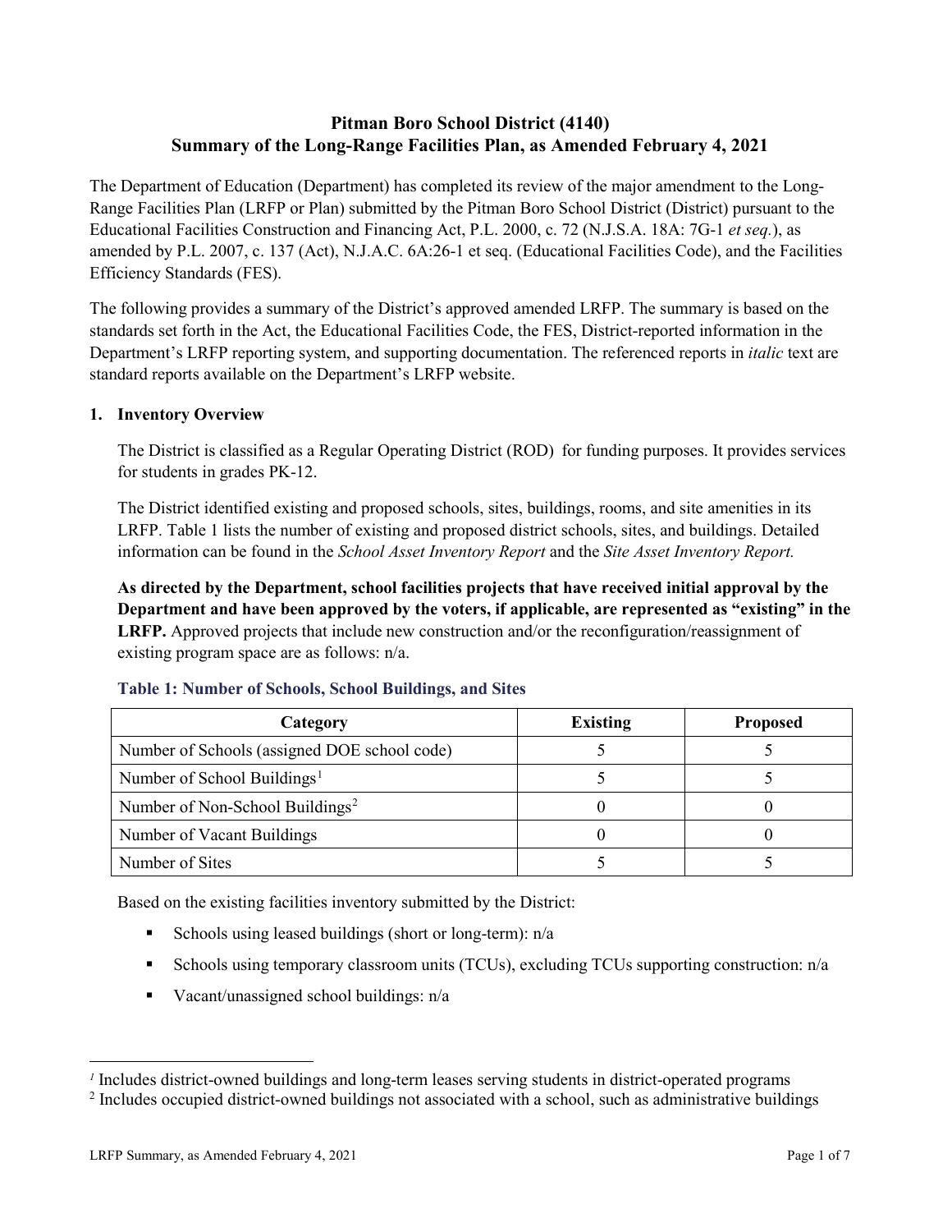# Pitman Boro School District (4140)
# Summary of the Long-Range Facilities Plan, as Amended February 4, 2021

The Department of Education (Department) has completed its review of the major amendment to the Long-Range Facilities Plan (LRFP or Plan) submitted by the Pitman Boro School District (District) pursuant to the Educational Facilities Construction and Financing Act, P.L. 2000, c. 72 (N.J.S.A. 18A: 7G-1 *et seq.*), as amended by P.L. 2007, c. 137 (Act), N.J.A.C. 6A:26-1 et seq. (Educational Facilities Code), and the Facilities Efficiency Standards (FES).

The following provides a summary of the District's approved amended LRFP. The summary is based on the standards set forth in the Act, the Educational Facilities Code, the FES, District-reported information in the Department's LRFP reporting system, and supporting documentation. The referenced reports in *italic* text are standard reports available on the Department's LRFP website.

## 1. Inventory Overview

The District is classified as a Regular Operating District (ROD) for funding purposes. It provides services for students in grades PK-12.

The District identified existing and proposed schools, sites, buildings, rooms, and site amenities in its LRFP. Table 1 lists the number of existing and proposed district schools, sites, and buildings. Detailed information can be found in the *School Asset Inventory Report* and the *Site Asset Inventory Report.*

**As directed by the Department, school facilities projects that have received initial approval by the Department and have been approved by the voters, if applicable, are represented as "existing" in the LRFP.** Approved projects that include new construction and/or the reconfiguration/reassignment of existing program space are as follows: n/a.

### Table 1: Number of Schools, School Buildings, and Sites

| Category | Existing | Proposed |
|---|---|---|
| Number of Schools (assigned DOE school code) | 5 | 5 |
| Number of School Buildings[1] | 5 | 5 |
| Number of Non-School Buildings[2] | 0 | 0 |
| Number of Vacant Buildings | 0 | 0 |
| Number of Sites | 5 | 5 |

Based on the existing facilities inventory submitted by the District:

- Schools using leased buildings (short or long-term): n/a
- Schools using temporary classroom units (TCUs), excluding TCUs supporting construction: n/a
- Vacant/unassigned school buildings: n/a

---

[1] Includes district-owned buildings and long-term leases serving students in district-operated programs

[2] Includes occupied district-owned buildings not associated with a school, such as administrative buildings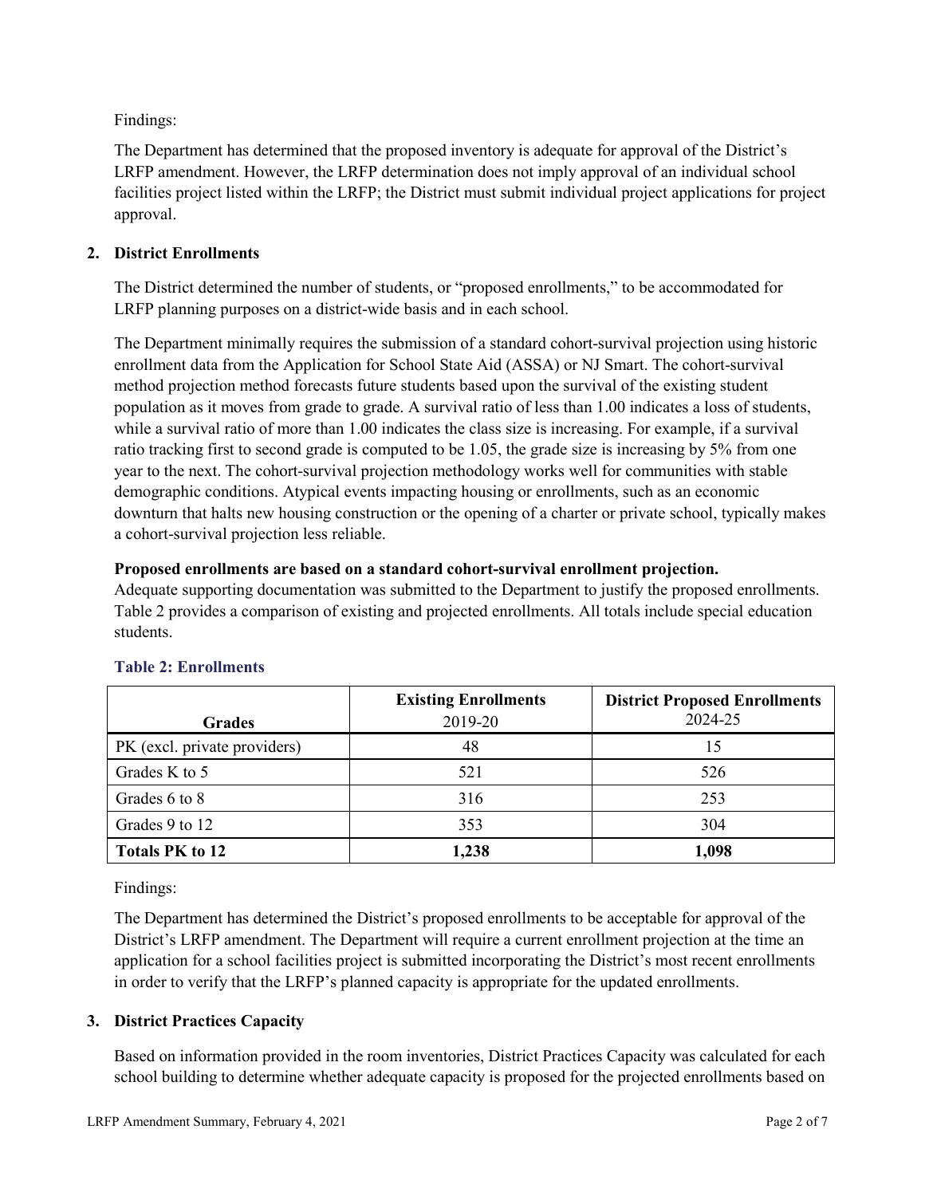Findings:

The Department has determined that the proposed inventory is adequate for approval of the District's LRFP amendment. However, the LRFP determination does not imply approval of an individual school facilities project listed within the LRFP; the District must submit individual project applications for project approval.

## 2. District Enrollments

The District determined the number of students, or "proposed enrollments," to be accommodated for LRFP planning purposes on a district-wide basis and in each school.

The Department minimally requires the submission of a standard cohort-survival projection using historic enrollment data from the Application for School State Aid (ASSA) or NJ Smart. The cohort-survival method projection method forecasts future students based upon the survival of the existing student population as it moves from grade to grade. A survival ratio of less than 1.00 indicates a loss of students, while a survival ratio of more than 1.00 indicates the class size is increasing. For example, if a survival ratio tracking first to second grade is computed to be 1.05, the grade size is increasing by 5% from one year to the next. The cohort-survival projection methodology works well for communities with stable demographic conditions. Atypical events impacting housing or enrollments, such as an economic downturn that halts new housing construction or the opening of a charter or private school, typically makes a cohort-survival projection less reliable.

**Proposed enrollments are based on a standard cohort-survival enrollment projection.**
Adequate supporting documentation was submitted to the Department to justify the proposed enrollments. Table 2 provides a comparison of existing and projected enrollments. All totals include special education students.

### Table 2: Enrollments

| Grades | Existing Enrollments 2019-20 | District Proposed Enrollments 2024-25 |
|---|---|---|
| PK (excl. private providers) | 48 | 15 |
| Grades K to 5 | 521 | 526 |
| Grades 6 to 8 | 316 | 253 |
| Grades 9 to 12 | 353 | 304 |
| **Totals PK to 12** | **1,238** | **1,098** |

Findings:

The Department has determined the District's proposed enrollments to be acceptable for approval of the District's LRFP amendment. The Department will require a current enrollment projection at the time an application for a school facilities project is submitted incorporating the District's most recent enrollments in order to verify that the LRFP's planned capacity is appropriate for the updated enrollments.

## 3. District Practices Capacity

Based on information provided in the room inventories, District Practices Capacity was calculated for each school building to determine whether adequate capacity is proposed for the projected enrollments based on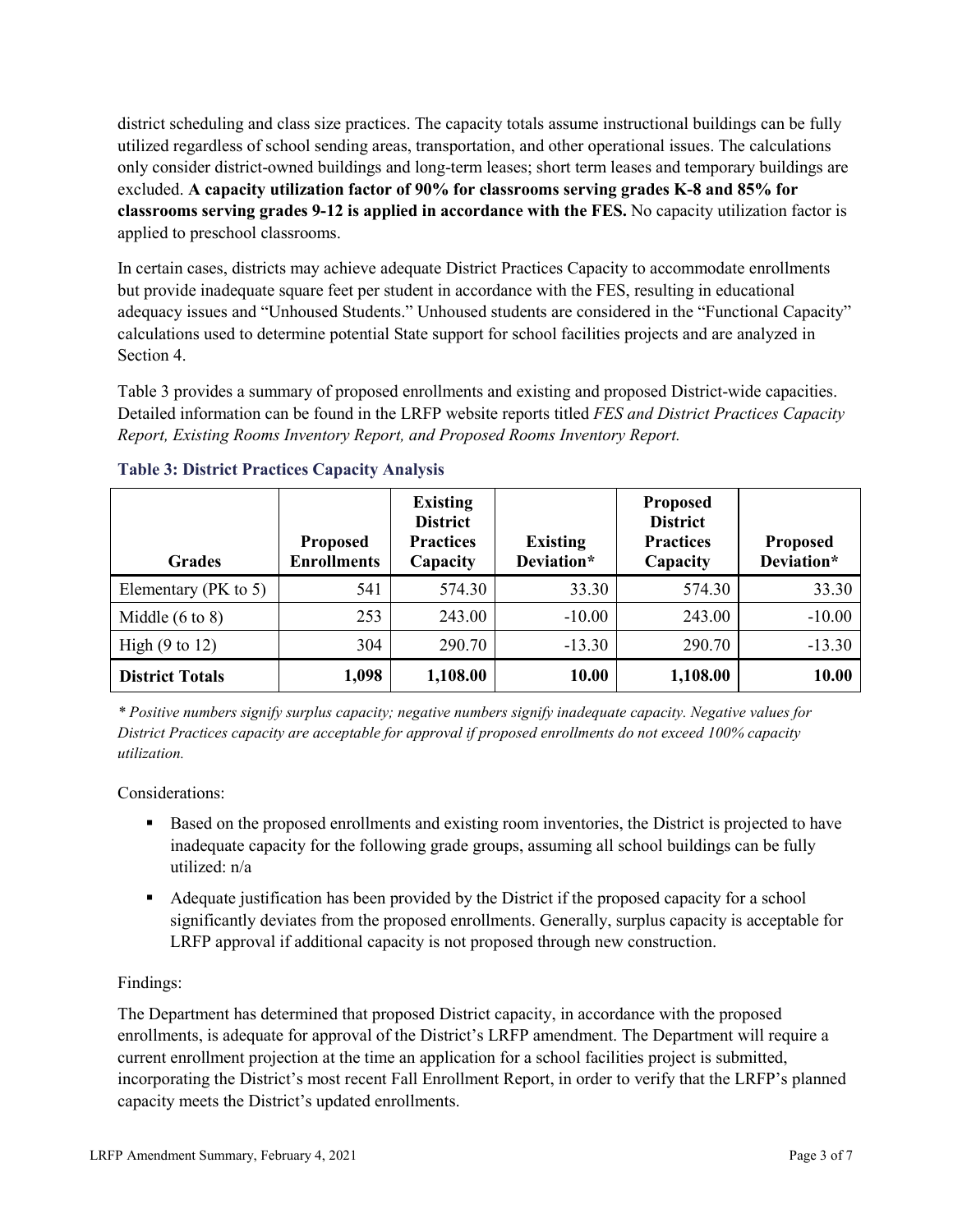district scheduling and class size practices. The capacity totals assume instructional buildings can be fully utilized regardless of school sending areas, transportation, and other operational issues. The calculations only consider district-owned buildings and long-term leases; short term leases and temporary buildings are excluded. **A capacity utilization factor of 90% for classrooms serving grades K-8 and 85% for classrooms serving grades 9-12 is applied in accordance with the FES.** No capacity utilization factor is applied to preschool classrooms.

In certain cases, districts may achieve adequate District Practices Capacity to accommodate enrollments but provide inadequate square feet per student in accordance with the FES, resulting in educational adequacy issues and "Unhoused Students." Unhoused students are considered in the "Functional Capacity" calculations used to determine potential State support for school facilities projects and are analyzed in Section 4.

Table 3 provides a summary of proposed enrollments and existing and proposed District-wide capacities. Detailed information can be found in the LRFP website reports titled *FES and District Practices Capacity Report, Existing Rooms Inventory Report, and Proposed Rooms Inventory Report.*

### Table 3: District Practices Capacity Analysis

| Grades | Proposed Enrollments | Existing District Practices Capacity | Existing Deviation* | Proposed District Practices Capacity | Proposed Deviation* |
|---|---|---|---|---|---|
| Elementary (PK to 5) | 541 | 574.30 | 33.30 | 574.30 | 33.30 |
| Middle (6 to 8) | 253 | 243.00 | -10.00 | 243.00 | -10.00 |
| High (9 to 12) | 304 | 290.70 | -13.30 | 290.70 | -13.30 |
| **District Totals** | **1,098** | **1,108.00** | **10.00** | **1,108.00** | **10.00** |

*\* Positive numbers signify surplus capacity; negative numbers signify inadequate capacity. Negative values for District Practices capacity are acceptable for approval if proposed enrollments do not exceed 100% capacity utilization.*

Considerations:

- Based on the proposed enrollments and existing room inventories, the District is projected to have inadequate capacity for the following grade groups, assuming all school buildings can be fully utilized: n/a
- Adequate justification has been provided by the District if the proposed capacity for a school significantly deviates from the proposed enrollments. Generally, surplus capacity is acceptable for LRFP approval if additional capacity is not proposed through new construction.

Findings:

The Department has determined that proposed District capacity, in accordance with the proposed enrollments, is adequate for approval of the District's LRFP amendment. The Department will require a current enrollment projection at the time an application for a school facilities project is submitted, incorporating the District's most recent Fall Enrollment Report, in order to verify that the LRFP's planned capacity meets the District's updated enrollments.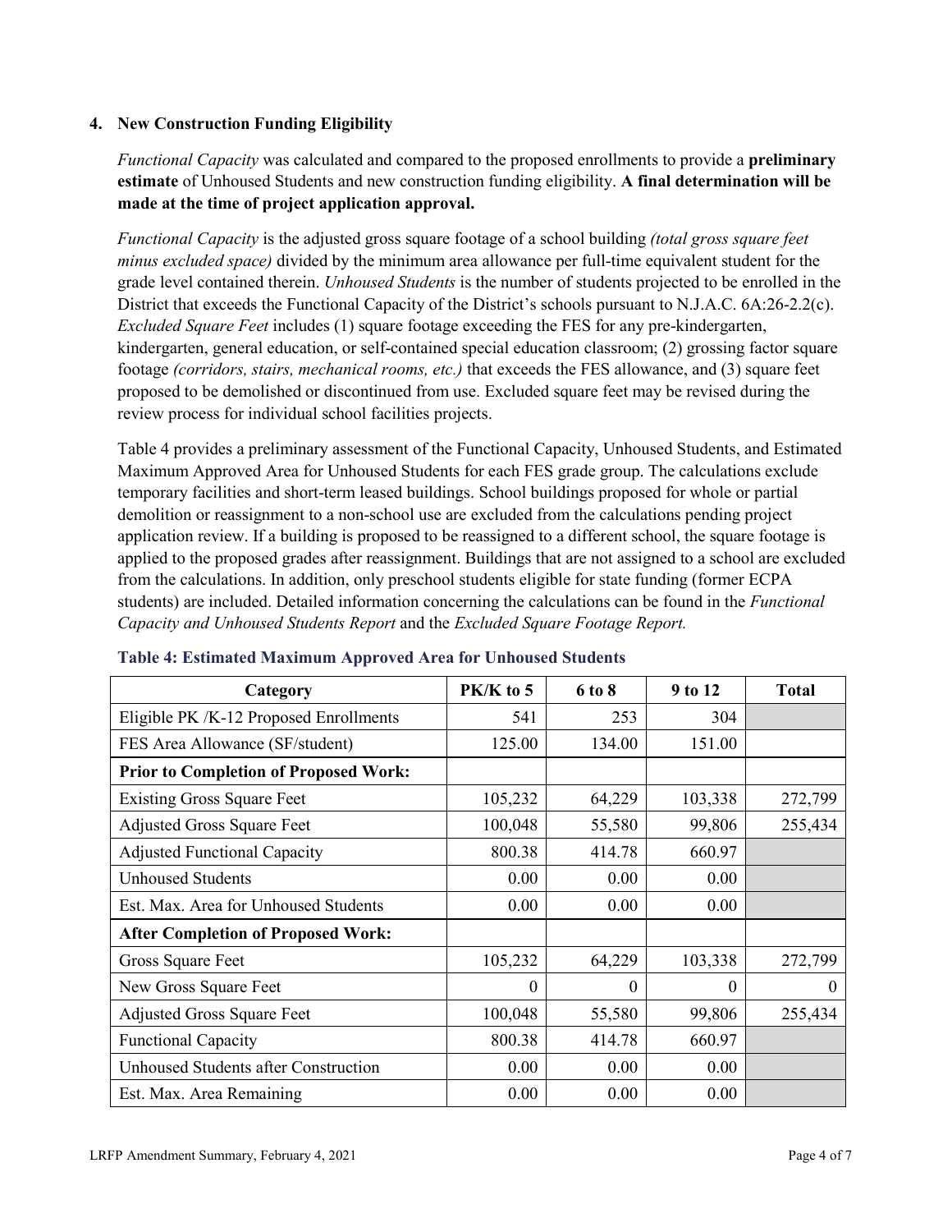## 4. New Construction Funding Eligibility

*Functional Capacity* was calculated and compared to the proposed enrollments to provide a **preliminary estimate** of Unhoused Students and new construction funding eligibility. **A final determination will be made at the time of project application approval.**

*Functional Capacity* is the adjusted gross square footage of a school building *(total gross square feet minus excluded space)* divided by the minimum area allowance per full-time equivalent student for the grade level contained therein. *Unhoused Students* is the number of students projected to be enrolled in the District that exceeds the Functional Capacity of the District's schools pursuant to N.J.A.C. 6A:26-2.2(c). *Excluded Square Feet* includes (1) square footage exceeding the FES for any pre-kindergarten, kindergarten, general education, or self-contained special education classroom; (2) grossing factor square footage *(corridors, stairs, mechanical rooms, etc.)* that exceeds the FES allowance, and (3) square feet proposed to be demolished or discontinued from use. Excluded square feet may be revised during the review process for individual school facilities projects.

Table 4 provides a preliminary assessment of the Functional Capacity, Unhoused Students, and Estimated Maximum Approved Area for Unhoused Students for each FES grade group. The calculations exclude temporary facilities and short-term leased buildings. School buildings proposed for whole or partial demolition or reassignment to a non-school use are excluded from the calculations pending project application review. If a building is proposed to be reassigned to a different school, the square footage is applied to the proposed grades after reassignment. Buildings that are not assigned to a school are excluded from the calculations. In addition, only preschool students eligible for state funding (former ECPA students) are included. Detailed information concerning the calculations can be found in the *Functional Capacity and Unhoused Students Report* and the *Excluded Square Footage Report.*

**Table 4: Estimated Maximum Approved Area for Unhoused Students**

| Category | PK/K to 5 | 6 to 8 | 9 to 12 | Total |
|---|---|---|---|---|
| Eligible PK /K-12 Proposed Enrollments | 541 | 253 | 304 | |
| FES Area Allowance (SF/student) | 125.00 | 134.00 | 151.00 | |
| **Prior to Completion of Proposed Work:** | | | | |
| Existing Gross Square Feet | 105,232 | 64,229 | 103,338 | 272,799 |
| Adjusted Gross Square Feet | 100,048 | 55,580 | 99,806 | 255,434 |
| Adjusted Functional Capacity | 800.38 | 414.78 | 660.97 | |
| Unhoused Students | 0.00 | 0.00 | 0.00 | |
| Est. Max. Area for Unhoused Students | 0.00 | 0.00 | 0.00 | |
| **After Completion of Proposed Work:** | | | | |
| Gross Square Feet | 105,232 | 64,229 | 103,338 | 272,799 |
| New Gross Square Feet | 0 | 0 | 0 | 0 |
| Adjusted Gross Square Feet | 100,048 | 55,580 | 99,806 | 255,434 |
| Functional Capacity | 800.38 | 414.78 | 660.97 | |
| Unhoused Students after Construction | 0.00 | 0.00 | 0.00 | |
| Est. Max. Area Remaining | 0.00 | 0.00 | 0.00 | |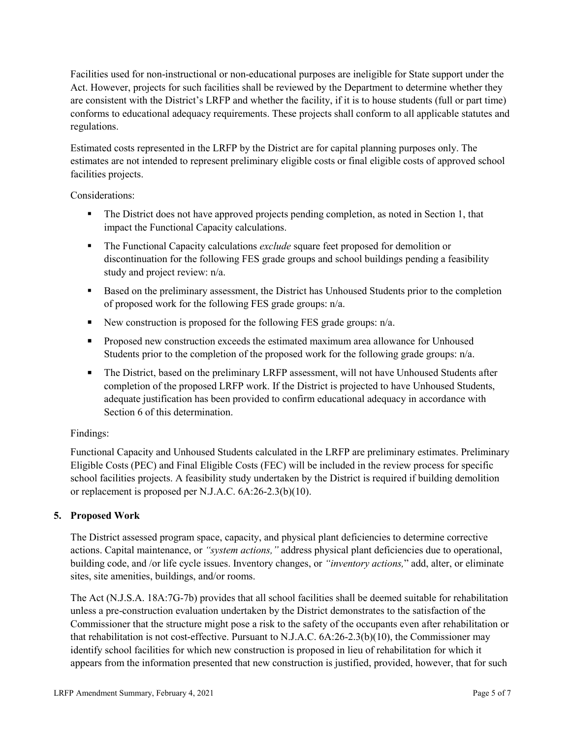Facilities used for non-instructional or non-educational purposes are ineligible for State support under the Act. However, projects for such facilities shall be reviewed by the Department to determine whether they are consistent with the District's LRFP and whether the facility, if it is to house students (full or part time) conforms to educational adequacy requirements. These projects shall conform to all applicable statutes and regulations.

Estimated costs represented in the LRFP by the District are for capital planning purposes only. The estimates are not intended to represent preliminary eligible costs or final eligible costs of approved school facilities projects.

Considerations:

- The District does not have approved projects pending completion, as noted in Section 1, that impact the Functional Capacity calculations.
- The Functional Capacity calculations *exclude* square feet proposed for demolition or discontinuation for the following FES grade groups and school buildings pending a feasibility study and project review: n/a.
- Based on the preliminary assessment, the District has Unhoused Students prior to the completion of proposed work for the following FES grade groups: n/a.
- New construction is proposed for the following FES grade groups: n/a.
- Proposed new construction exceeds the estimated maximum area allowance for Unhoused Students prior to the completion of the proposed work for the following grade groups: n/a.
- The District, based on the preliminary LRFP assessment, will not have Unhoused Students after completion of the proposed LRFP work. If the District is projected to have Unhoused Students, adequate justification has been provided to confirm educational adequacy in accordance with Section 6 of this determination.

Findings:

Functional Capacity and Unhoused Students calculated in the LRFP are preliminary estimates. Preliminary Eligible Costs (PEC) and Final Eligible Costs (FEC) will be included in the review process for specific school facilities projects. A feasibility study undertaken by the District is required if building demolition or replacement is proposed per N.J.A.C. 6A:26-2.3(b)(10).

## 5. Proposed Work

The District assessed program space, capacity, and physical plant deficiencies to determine corrective actions. Capital maintenance, or *"system actions,"* address physical plant deficiencies due to operational, building code, and /or life cycle issues. Inventory changes, or *"inventory actions,"* add, alter, or eliminate sites, site amenities, buildings, and/or rooms.

The Act (N.J.S.A. 18A:7G-7b) provides that all school facilities shall be deemed suitable for rehabilitation unless a pre-construction evaluation undertaken by the District demonstrates to the satisfaction of the Commissioner that the structure might pose a risk to the safety of the occupants even after rehabilitation or that rehabilitation is not cost-effective. Pursuant to N.J.A.C. 6A:26-2.3(b)(10), the Commissioner may identify school facilities for which new construction is proposed in lieu of rehabilitation for which it appears from the information presented that new construction is justified, provided, however, that for such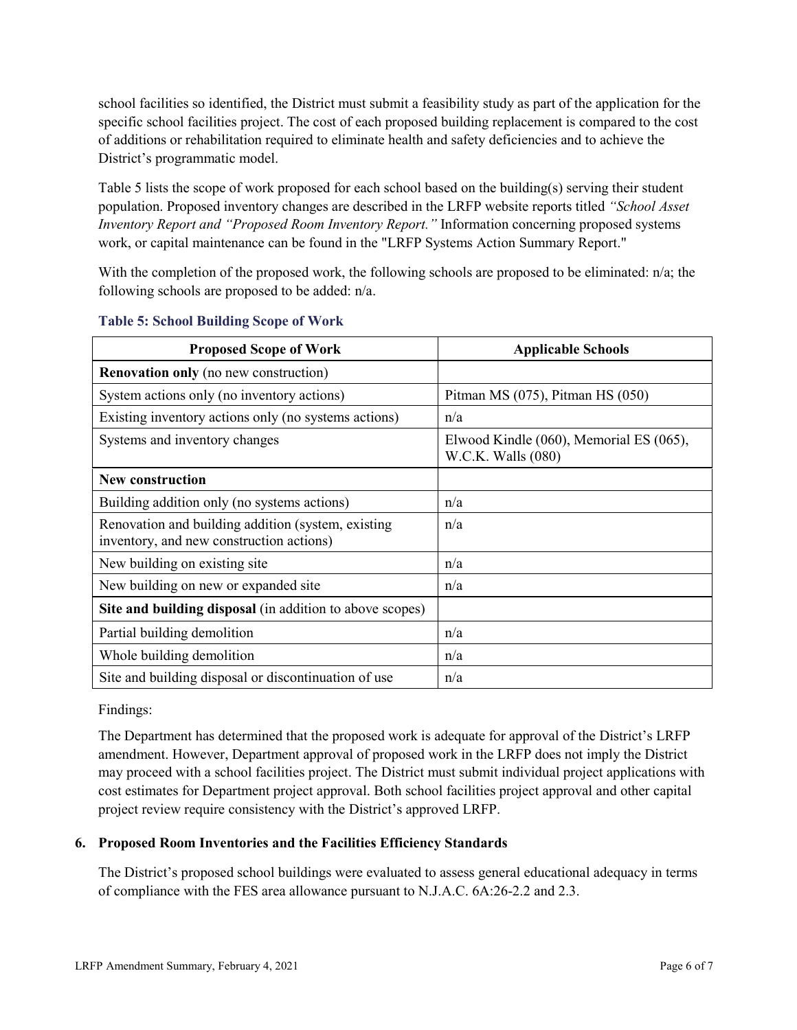school facilities so identified, the District must submit a feasibility study as part of the application for the specific school facilities project. The cost of each proposed building replacement is compared to the cost of additions or rehabilitation required to eliminate health and safety deficiencies and to achieve the District's programmatic model.

Table 5 lists the scope of work proposed for each school based on the building(s) serving their student population. Proposed inventory changes are described in the LRFP website reports titled *"School Asset Inventory Report and "Proposed Room Inventory Report."* Information concerning proposed systems work, or capital maintenance can be found in the "LRFP Systems Action Summary Report."

With the completion of the proposed work, the following schools are proposed to be eliminated: n/a; the following schools are proposed to be added: n/a.

**Table 5: School Building Scope of Work**

| Proposed Scope of Work | Applicable Schools |
|---|---|
| **Renovation only** (no new construction) | |
| System actions only (no inventory actions) | Pitman MS (075), Pitman HS (050) |
| Existing inventory actions only (no systems actions) | n/a |
| Systems and inventory changes | Elwood Kindle (060), Memorial ES (065), W.C.K. Walls (080) |
| **New construction** | |
| Building addition only (no systems actions) | n/a |
| Renovation and building addition (system, existing inventory, and new construction actions) | n/a |
| New building on existing site | n/a |
| New building on new or expanded site | n/a |
| **Site and building disposal** (in addition to above scopes) | |
| Partial building demolition | n/a |
| Whole building demolition | n/a |
| Site and building disposal or discontinuation of use | n/a |

Findings:

The Department has determined that the proposed work is adequate for approval of the District's LRFP amendment. However, Department approval of proposed work in the LRFP does not imply the District may proceed with a school facilities project. The District must submit individual project applications with cost estimates for Department project approval. Both school facilities project approval and other capital project review require consistency with the District's approved LRFP.

### 6. Proposed Room Inventories and the Facilities Efficiency Standards

The District's proposed school buildings were evaluated to assess general educational adequacy in terms of compliance with the FES area allowance pursuant to N.J.A.C. 6A:26-2.2 and 2.3.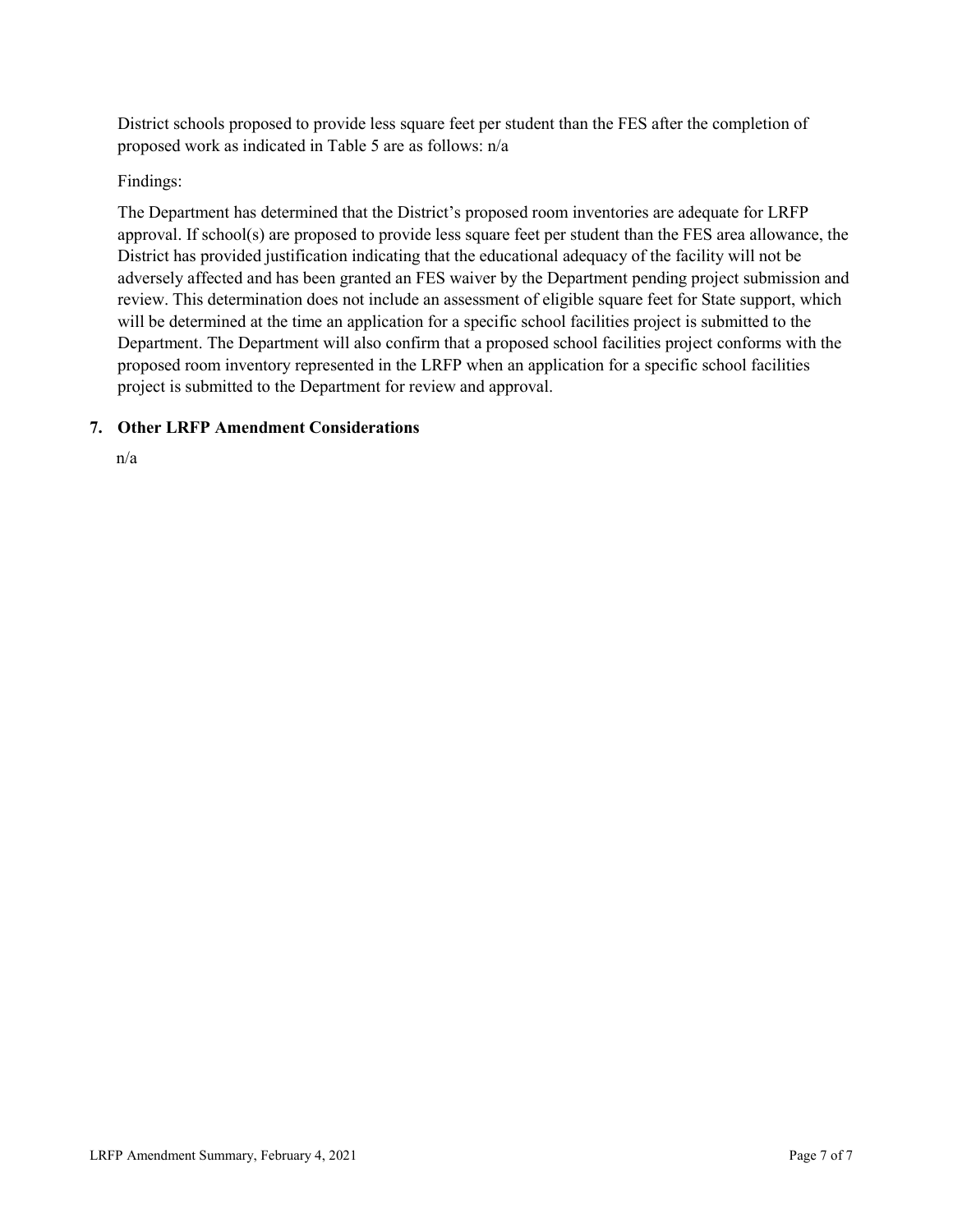District schools proposed to provide less square feet per student than the FES after the completion of proposed work as indicated in Table 5 are as follows: n/a

Findings:

The Department has determined that the District's proposed room inventories are adequate for LRFP approval. If school(s) are proposed to provide less square feet per student than the FES area allowance, the District has provided justification indicating that the educational adequacy of the facility will not be adversely affected and has been granted an FES waiver by the Department pending project submission and review. This determination does not include an assessment of eligible square feet for State support, which will be determined at the time an application for a specific school facilities project is submitted to the Department. The Department will also confirm that a proposed school facilities project conforms with the proposed room inventory represented in the LRFP when an application for a specific school facilities project is submitted to the Department for review and approval.

## 7. Other LRFP Amendment Considerations

n/a